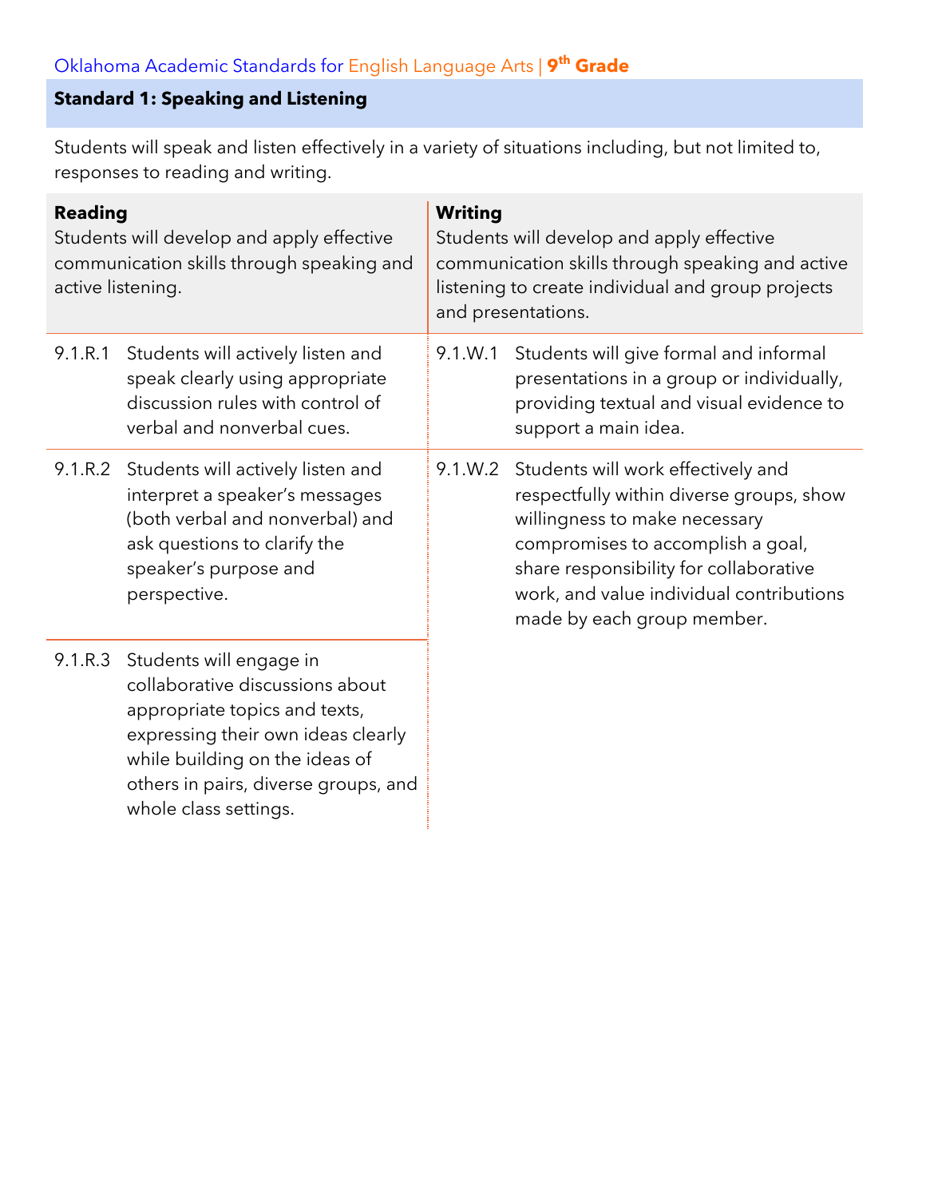Oklahoma Academic Standards for English Language Arts | **9th Grade**

## Standard 1: Speaking and Listening

Students will speak and listen effectively in a variety of situations including, but not limited to, responses to reading and writing.

| **Reading**<br>Students will develop and apply effective communication skills through speaking and active listening. | | **Writing**<br>Students will develop and apply effective communication skills through speaking and active listening to create individual and group projects and presentations. | |
|---|---|---|---|
| 9.1.R.1 | Students will actively listen and speak clearly using appropriate discussion rules with control of verbal and nonverbal cues. | 9.1.W.1 | Students will give formal and informal presentations in a group or individually, providing textual and visual evidence to support a main idea. |
| 9.1.R.2 | Students will actively listen and interpret a speaker's messages (both verbal and nonverbal) and ask questions to clarify the speaker's purpose and perspective. | 9.1.W.2 | Students will work effectively and respectfully within diverse groups, show willingness to make necessary compromises to accomplish a goal, share responsibility for collaborative work, and value individual contributions made by each group member. |
| 9.1.R.3 | Students will engage in collaborative discussions about appropriate topics and texts, expressing their own ideas clearly while building on the ideas of others in pairs, diverse groups, and whole class settings. | | |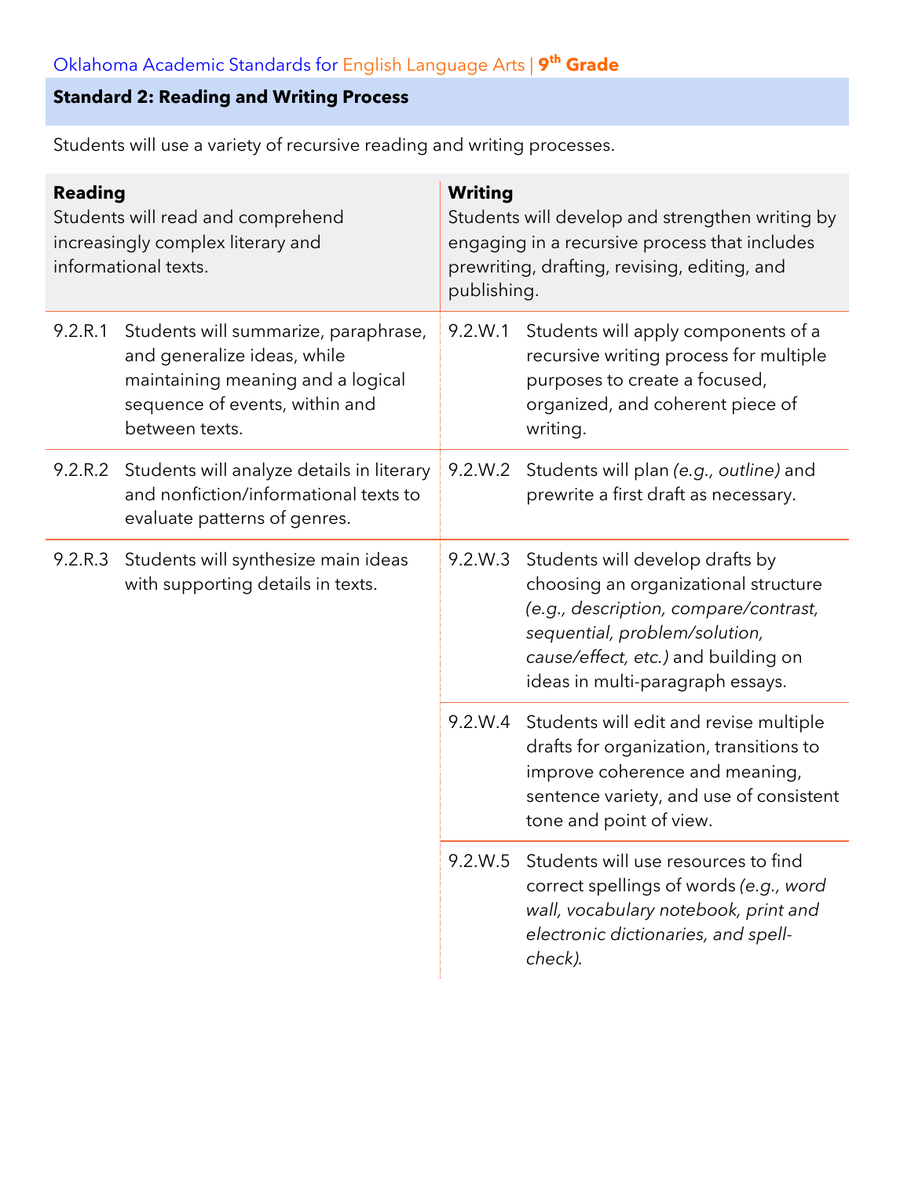## Standard 2: Reading and Writing Process

Students will use a variety of recursive reading and writing processes.

| **Reading** Students will read and comprehend increasingly complex literary and informational texts. | | **Writing** Students will develop and strengthen writing by engaging in a recursive process that includes prewriting, drafting, revising, editing, and publishing. | |
|---|---|---|---|
| 9.2.R.1 | Students will summarize, paraphrase, and generalize ideas, while maintaining meaning and a logical sequence of events, within and between texts. | 9.2.W.1 | Students will apply components of a recursive writing process for multiple purposes to create a focused, organized, and coherent piece of writing. |
| 9.2.R.2 | Students will analyze details in literary and nonfiction/informational texts to evaluate patterns of genres. | 9.2.W.2 | Students will plan *(e.g., outline)* and prewrite a first draft as necessary. |
| 9.2.R.3 | Students will synthesize main ideas with supporting details in texts. | 9.2.W.3 | Students will develop drafts by choosing an organizational structure *(e.g., description, compare/contrast, sequential, problem/solution, cause/effect, etc.)* and building on ideas in multi-paragraph essays. |
| | | 9.2.W.4 | Students will edit and revise multiple drafts for organization, transitions to improve coherence and meaning, sentence variety, and use of consistent tone and point of view. |
| | | 9.2.W.5 | Students will use resources to find correct spellings of words *(e.g., word wall, vocabulary notebook, print and electronic dictionaries, and spell-check).* |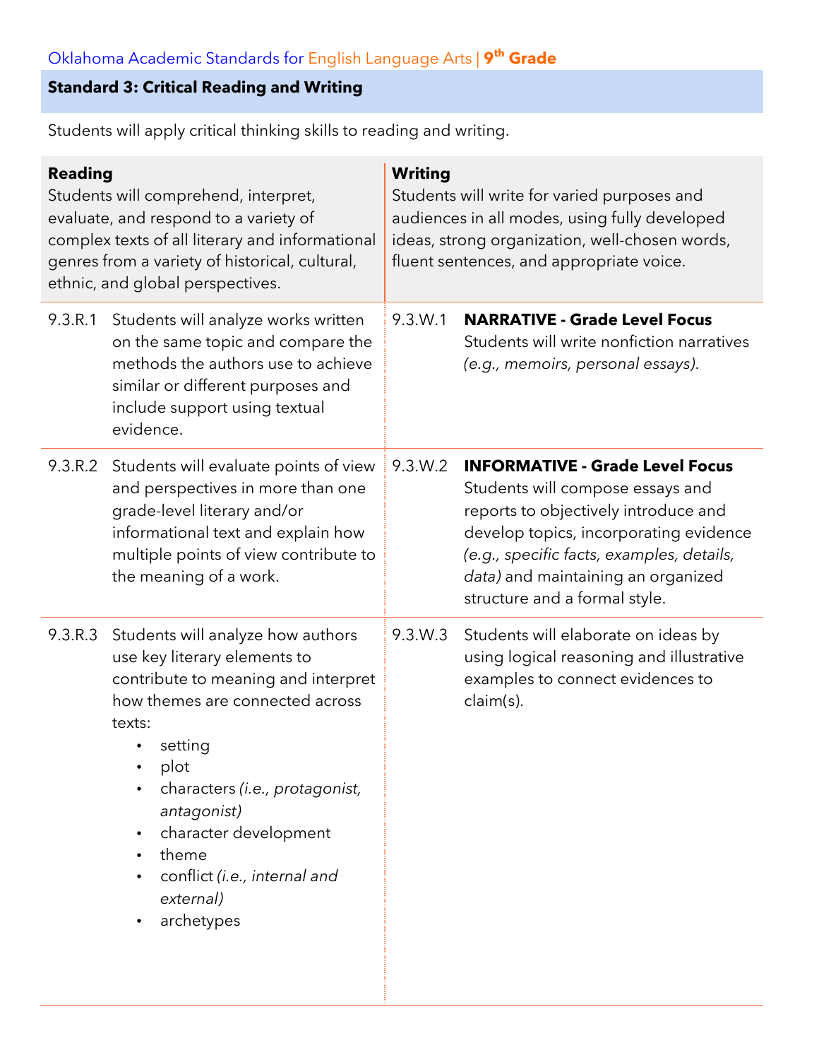Oklahoma Academic Standards for English Language Arts | **9th Grade**

## Standard 3: Critical Reading and Writing

Students will apply critical thinking skills to reading and writing.

| Reading | | Writing | |
|---|---|---|---|
| **Reading**<br>Students will comprehend, interpret, evaluate, and respond to a variety of complex texts of all literary and informational genres from a variety of historical, cultural, ethnic, and global perspectives. | | **Writing**<br>Students will write for varied purposes and audiences in all modes, using fully developed ideas, strong organization, well-chosen words, fluent sentences, and appropriate voice. | |
| 9.3.R.1 | Students will analyze works written on the same topic and compare the methods the authors use to achieve similar or different purposes and include support using textual evidence. | 9.3.W.1 | **NARRATIVE - Grade Level Focus**<br>Students will write nonfiction narratives *(e.g., memoirs, personal essays)*. |
| 9.3.R.2 | Students will evaluate points of view and perspectives in more than one grade-level literary and/or informational text and explain how multiple points of view contribute to the meaning of a work. | 9.3.W.2 | **INFORMATIVE - Grade Level Focus**<br>Students will compose essays and reports to objectively introduce and develop topics, incorporating evidence *(e.g., specific facts, examples, details, data)* and maintaining an organized structure and a formal style. |
| 9.3.R.3 | Students will analyze how authors use key literary elements to contribute to meaning and interpret how themes are connected across texts:<br>• setting<br>• plot<br>• characters *(i.e., protagonist, antagonist)*<br>• character development<br>• theme<br>• conflict *(i.e., internal and external)*<br>• archetypes | 9.3.W.3 | Students will elaborate on ideas by using logical reasoning and illustrative examples to connect evidences to claim(s). |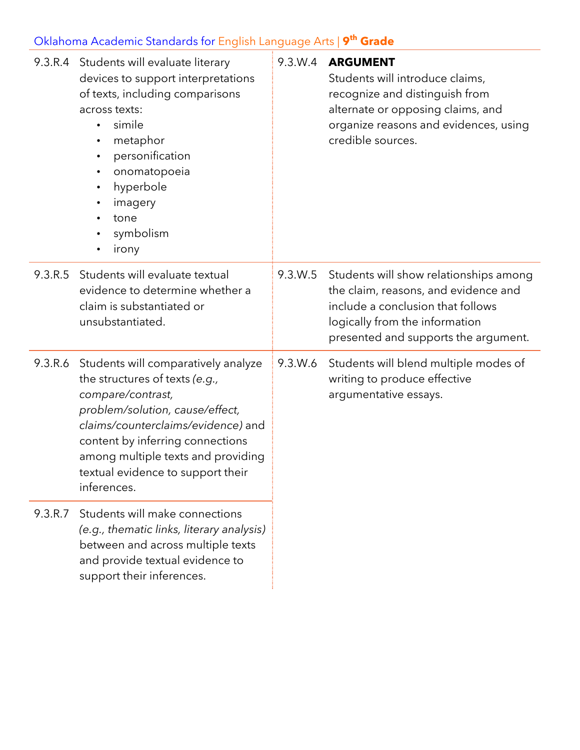| | | | |
|---|---|---|---|
| 9.3.R.4 | Students will evaluate literary devices to support interpretations of texts, including comparisons across texts:<br>• simile<br>• metaphor<br>• personification<br>• onomatopoeia<br>• hyperbole<br>• imagery<br>• tone<br>• symbolism<br>• irony | 9.3.W.4 | **ARGUMENT**<br>Students will introduce claims, recognize and distinguish from alternate or opposing claims, and organize reasons and evidences, using credible sources. |
| 9.3.R.5 | Students will evaluate textual evidence to determine whether a claim is substantiated or unsubstantiated. | 9.3.W.5 | Students will show relationships among the claim, reasons, and evidence and include a conclusion that follows logically from the information presented and supports the argument. |
| 9.3.R.6 | Students will comparatively analyze the structures of texts *(e.g., compare/contrast, problem/solution, cause/effect, claims/counterclaims/evidence)* and content by inferring connections among multiple texts and providing textual evidence to support their inferences. | 9.3.W.6 | Students will blend multiple modes of writing to produce effective argumentative essays. |
| 9.3.R.7 | Students will make connections *(e.g., thematic links, literary analysis)* between and across multiple texts and provide textual evidence to support their inferences. | | |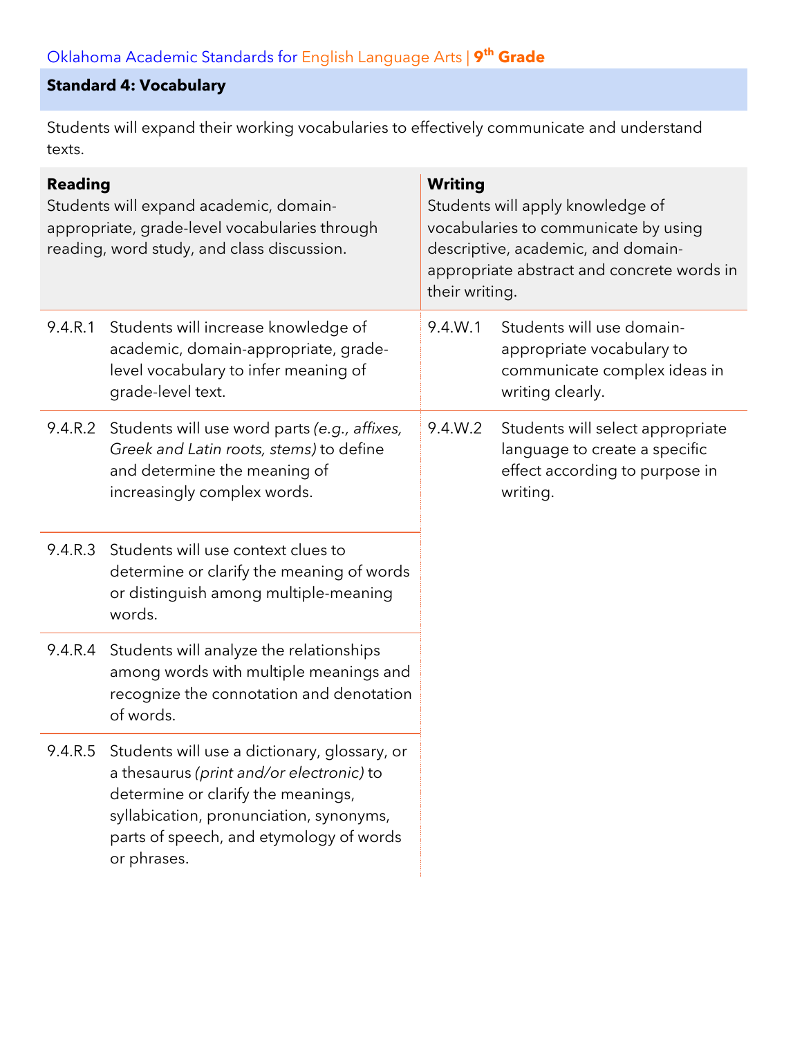## Standard 4: Vocabulary

Students will expand their working vocabularies to effectively communicate and understand texts.

| **Reading** Students will expand academic, domain-appropriate, grade-level vocabularies through reading, word study, and class discussion. | | **Writing** Students will apply knowledge of vocabularies to communicate by using descriptive, academic, and domain-appropriate abstract and concrete words in their writing. | |
|---|---|---|---|
| 9.4.R.1 | Students will increase knowledge of academic, domain-appropriate, grade-level vocabulary to infer meaning of grade-level text. | 9.4.W.1 | Students will use domain-appropriate vocabulary to communicate complex ideas in writing clearly. |
| 9.4.R.2 | Students will use word parts *(e.g., affixes, Greek and Latin roots, stems)* to define and determine the meaning of increasingly complex words. | 9.4.W.2 | Students will select appropriate language to create a specific effect according to purpose in writing. |
| 9.4.R.3 | Students will use context clues to determine or clarify the meaning of words or distinguish among multiple-meaning words. | | |
| 9.4.R.4 | Students will analyze the relationships among words with multiple meanings and recognize the connotation and denotation of words. | | |
| 9.4.R.5 | Students will use a dictionary, glossary, or a thesaurus *(print and/or electronic)* to determine or clarify the meanings, syllabication, pronunciation, synonyms, parts of speech, and etymology of words or phrases. | | |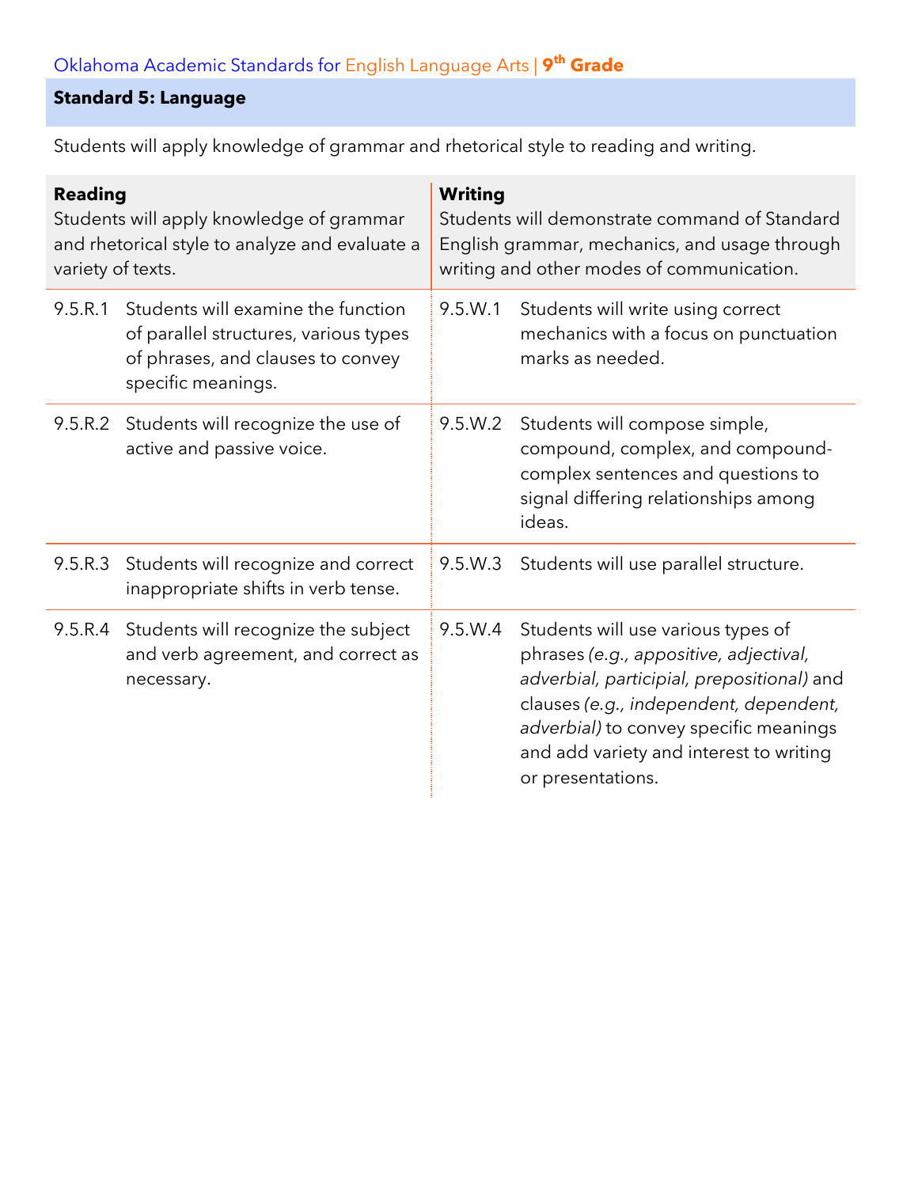Oklahoma Academic Standards for English Language Arts | **9th Grade**

## Standard 5: Language

Students will apply knowledge of grammar and rhetorical style to reading and writing.

| **Reading**<br>Students will apply knowledge of grammar and rhetorical style to analyze and evaluate a variety of texts. | | **Writing**<br>Students will demonstrate command of Standard English grammar, mechanics, and usage through writing and other modes of communication. | |
|---|---|---|---|
| 9.5.R.1 | Students will examine the function of parallel structures, various types of phrases, and clauses to convey specific meanings. | 9.5.W.1 | Students will write using correct mechanics with a focus on punctuation marks as needed. |
| 9.5.R.2 | Students will recognize the use of active and passive voice. | 9.5.W.2 | Students will compose simple, compound, complex, and compound-complex sentences and questions to signal differing relationships among ideas. |
| 9.5.R.3 | Students will recognize and correct inappropriate shifts in verb tense. | 9.5.W.3 | Students will use parallel structure. |
| 9.5.R.4 | Students will recognize the subject and verb agreement, and correct as necessary. | 9.5.W.4 | Students will use various types of phrases *(e.g., appositive, adjectival, adverbial, participial, prepositional)* and clauses *(e.g., independent, dependent, adverbial)* to convey specific meanings and add variety and interest to writing or presentations. |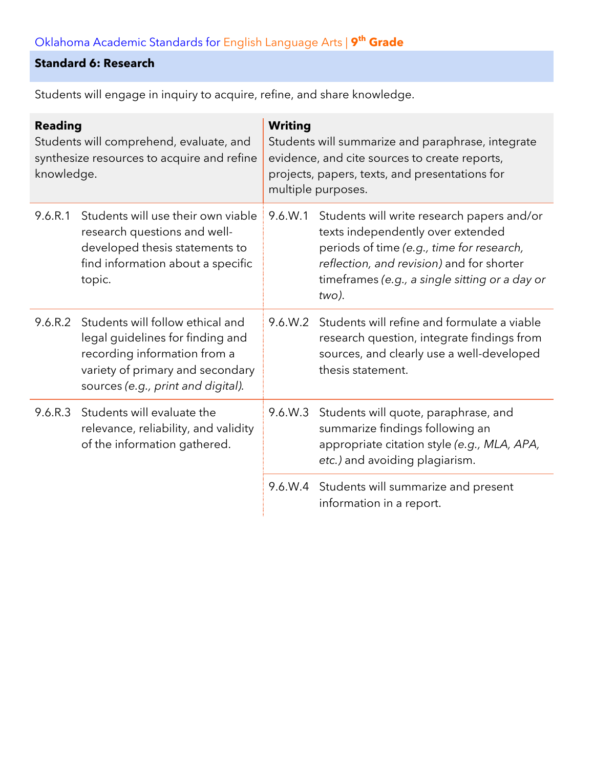Oklahoma Academic Standards for English Language Arts | **9th Grade**

## Standard 6: Research

Students will engage in inquiry to acquire, refine, and share knowledge.

| **Reading** Students will comprehend, evaluate, and synthesize resources to acquire and refine knowledge. | | **Writing** Students will summarize and paraphrase, integrate evidence, and cite sources to create reports, projects, papers, texts, and presentations for multiple purposes. | |
|---|---|---|---|
| 9.6.R.1 | Students will use their own viable research questions and well-developed thesis statements to find information about a specific topic. | 9.6.W.1 | Students will write research papers and/or texts independently over extended periods of time *(e.g., time for research, reflection, and revision)* and for shorter timeframes *(e.g., a single sitting or a day or two)*. |
| 9.6.R.2 | Students will follow ethical and legal guidelines for finding and recording information from a variety of primary and secondary sources *(e.g., print and digital)*. | 9.6.W.2 | Students will refine and formulate a viable research question, integrate findings from sources, and clearly use a well-developed thesis statement. |
| 9.6.R.3 | Students will evaluate the relevance, reliability, and validity of the information gathered. | 9.6.W.3 | Students will quote, paraphrase, and summarize findings following an appropriate citation style *(e.g., MLA, APA, etc.)* and avoiding plagiarism. |
| | | 9.6.W.4 | Students will summarize and present information in a report. |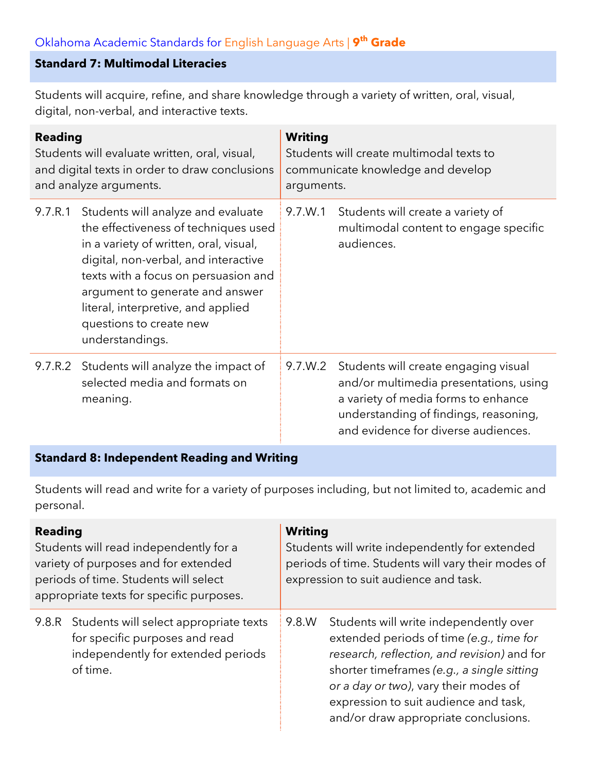## Standard 7: Multimodal Literacies

Students will acquire, refine, and share knowledge through a variety of written, oral, visual, digital, non-verbal, and interactive texts.

| **Reading**<br>Students will evaluate written, oral, visual, and digital texts in order to draw conclusions and analyze arguments. | | **Writing**<br>Students will create multimodal texts to communicate knowledge and develop arguments. | |
|---|---|---|---|
| 9.7.R.1 | Students will analyze and evaluate the effectiveness of techniques used in a variety of written, oral, visual, digital, non-verbal, and interactive texts with a focus on persuasion and argument to generate and answer literal, interpretive, and applied questions to create new understandings. | 9.7.W.1 | Students will create a variety of multimodal content to engage specific audiences. |
| 9.7.R.2 | Students will analyze the impact of selected media and formats on meaning. | 9.7.W.2 | Students will create engaging visual and/or multimedia presentations, using a variety of media forms to enhance understanding of findings, reasoning, and evidence for diverse audiences. |

## Standard 8: Independent Reading and Writing

Students will read and write for a variety of purposes including, but not limited to, academic and personal.

| **Reading**<br>Students will read independently for a variety of purposes and for extended periods of time. Students will select appropriate texts for specific purposes. | | **Writing**<br>Students will write independently for extended periods of time. Students will vary their modes of expression to suit audience and task. | |
|---|---|---|---|
| 9.8.R | Students will select appropriate texts for specific purposes and read independently for extended periods of time. | 9.8.W | Students will write independently over extended periods of time *(e.g., time for research, reflection, and revision)* and for shorter timeframes *(e.g., a single sitting or a day or two)*, vary their modes of expression to suit audience and task, and/or draw appropriate conclusions. |